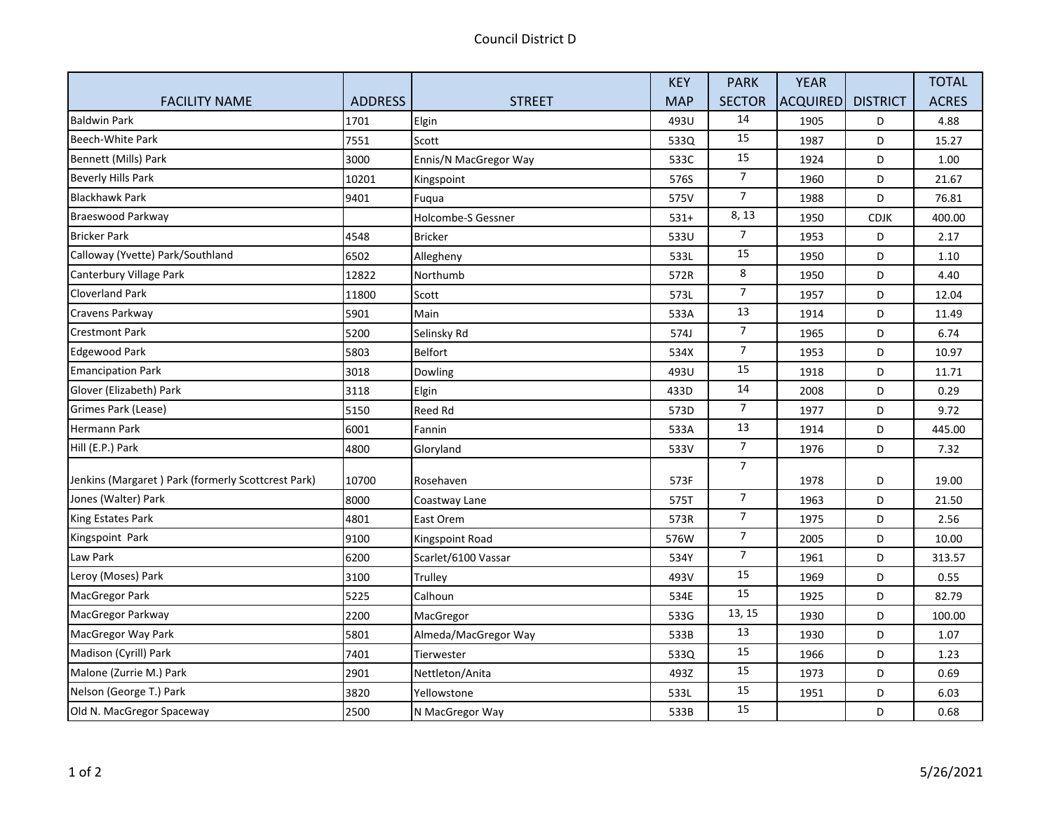# Council District D

| FACILITY NAME | ADDRESS | STREET | KEY MAP | PARK SECTOR | YEAR ACQUIRED | DISTRICT | TOTAL ACRES |
|---|---|---|---|---|---|---|---|
| Baldwin Park | 1701 | Elgin | 493U | 14 | 1905 | D | 4.88 |
| Beech-White Park | 7551 | Scott | 533Q | 15 | 1987 | D | 15.27 |
| Bennett (Mills) Park | 3000 | Ennis/N MacGregor Way | 533C | 15 | 1924 | D | 1.00 |
| Beverly Hills Park | 10201 | Kingspoint | 576S | 7 | 1960 | D | 21.67 |
| Blackhawk Park | 9401 | Fuqua | 575V | 7 | 1988 | D | 76.81 |
| Braeswood Parkway | | Holcombe-S Gessner | 531+ | 8, 13 | 1950 | CDJK | 400.00 |
| Bricker Park | 4548 | Bricker | 533U | 7 | 1953 | D | 2.17 |
| Calloway (Yvette) Park/Southland | 6502 | Allegheny | 533L | 15 | 1950 | D | 1.10 |
| Canterbury Village Park | 12822 | Northumb | 572R | 8 | 1950 | D | 4.40 |
| Cloverland Park | 11800 | Scott | 573L | 7 | 1957 | D | 12.04 |
| Cravens Parkway | 5901 | Main | 533A | 13 | 1914 | D | 11.49 |
| Crestmont Park | 5200 | Selinsky Rd | 574J | 7 | 1965 | D | 6.74 |
| Edgewood Park | 5803 | Belfort | 534X | 7 | 1953 | D | 10.97 |
| Emancipation Park | 3018 | Dowling | 493U | 15 | 1918 | D | 11.71 |
| Glover (Elizabeth) Park | 3118 | Elgin | 433D | 14 | 2008 | D | 0.29 |
| Grimes Park (Lease) | 5150 | Reed Rd | 573D | 7 | 1977 | D | 9.72 |
| Hermann Park | 6001 | Fannin | 533A | 13 | 1914 | D | 445.00 |
| Hill (E.P.) Park | 4800 | Gloryland | 533V | 7 | 1976 | D | 7.32 |
| Jenkins (Margaret ) Park (formerly Scottcrest Park) | 10700 | Rosehaven | 573F | 7 | 1978 | D | 19.00 |
| Jones (Walter) Park | 8000 | Coastway Lane | 575T | 7 | 1963 | D | 21.50 |
| King Estates Park | 4801 | East Orem | 573R | 7 | 1975 | D | 2.56 |
| Kingspoint Park | 9100 | Kingspoint Road | 576W | 7 | 2005 | D | 10.00 |
| Law Park | 6200 | Scarlet/6100 Vassar | 534Y | 7 | 1961 | D | 313.57 |
| Leroy (Moses) Park | 3100 | Trulley | 493V | 15 | 1969 | D | 0.55 |
| MacGregor Park | 5225 | Calhoun | 534E | 15 | 1925 | D | 82.79 |
| MacGregor Parkway | 2200 | MacGregor | 533G | 13, 15 | 1930 | D | 100.00 |
| MacGregor Way Park | 5801 | Almeda/MacGregor Way | 533B | 13 | 1930 | D | 1.07 |
| Madison (Cyrill) Park | 7401 | Tierwester | 533Q | 15 | 1966 | D | 1.23 |
| Malone (Zurrie M.) Park | 2901 | Nettleton/Anita | 493Z | 15 | 1973 | D | 0.69 |
| Nelson (George T.) Park | 3820 | Yellowstone | 533L | 15 | 1951 | D | 6.03 |
| Old N. MacGregor Spaceway | 2500 | N MacGregor Way | 533B | 15 | | D | 0.68 |

5/26/2021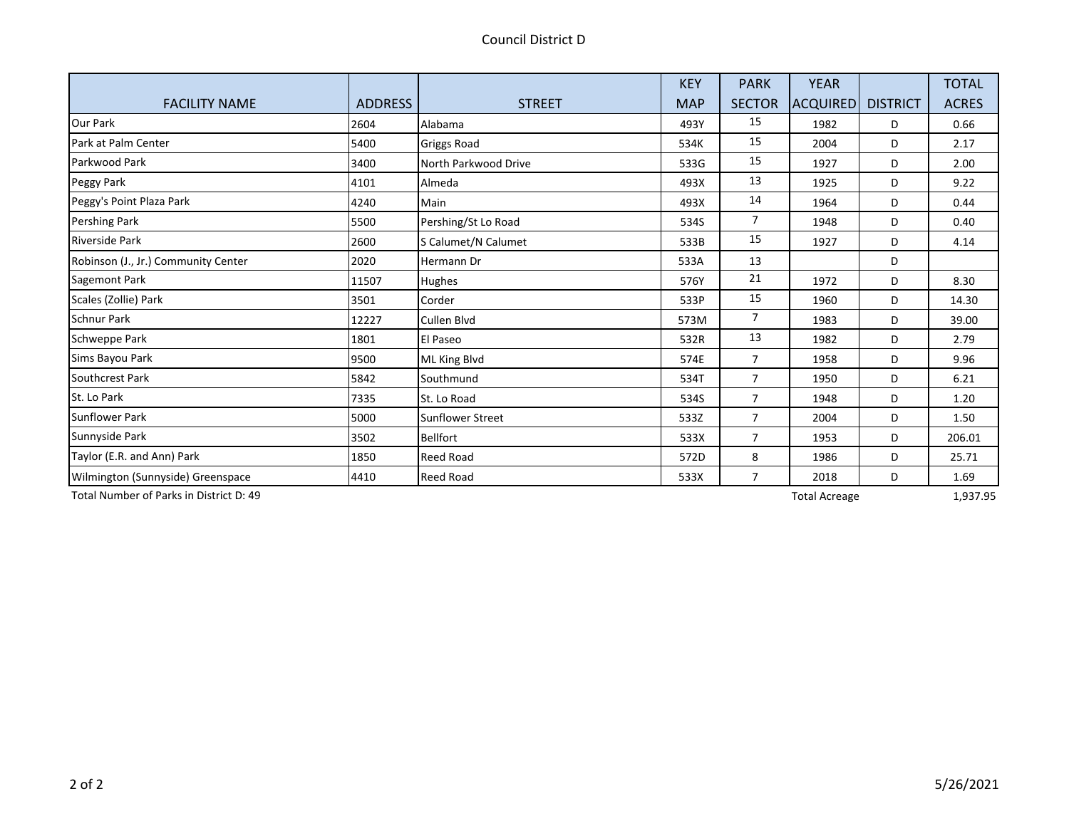## Council District D

| FACILITY NAME | ADDRESS | STREET | KEY MAP | PARK SECTOR | YEAR ACQUIRED | DISTRICT | TOTAL ACRES |
|---|---|---|---|---|---|---|---|
| Our Park | 2604 | Alabama | 493Y | 15 | 1982 | D | 0.66 |
| Park at Palm Center | 5400 | Griggs Road | 534K | 15 | 2004 | D | 2.17 |
| Parkwood Park | 3400 | North Parkwood Drive | 533G | 15 | 1927 | D | 2.00 |
| Peggy Park | 4101 | Almeda | 493X | 13 | 1925 | D | 9.22 |
| Peggy's Point Plaza Park | 4240 | Main | 493X | 14 | 1964 | D | 0.44 |
| Pershing Park | 5500 | Pershing/St Lo Road | 534S | 7 | 1948 | D | 0.40 |
| Riverside Park | 2600 | S Calumet/N Calumet | 533B | 15 | 1927 | D | 4.14 |
| Robinson (J., Jr.) Community Center | 2020 | Hermann Dr | 533A | 13 | | D | |
| Sagemont Park | 11507 | Hughes | 576Y | 21 | 1972 | D | 8.30 |
| Scales (Zollie) Park | 3501 | Corder | 533P | 15 | 1960 | D | 14.30 |
| Schnur Park | 12227 | Cullen Blvd | 573M | 7 | 1983 | D | 39.00 |
| Schweppe Park | 1801 | El Paseo | 532R | 13 | 1982 | D | 2.79 |
| Sims Bayou Park | 9500 | ML King Blvd | 574E | 7 | 1958 | D | 9.96 |
| Southcrest Park | 5842 | Southmund | 534T | 7 | 1950 | D | 6.21 |
| St. Lo Park | 7335 | St. Lo Road | 534S | 7 | 1948 | D | 1.20 |
| Sunflower Park | 5000 | Sunflower Street | 533Z | 7 | 2004 | D | 1.50 |
| Sunnyside Park | 3502 | Bellfort | 533X | 7 | 1953 | D | 206.01 |
| Taylor (E.R. and Ann) Park | 1850 | Reed Road | 572D | 8 | 1986 | D | 25.71 |
| Wilmington (Sunnyside) Greenspace | 4410 | Reed Road | 533X | 7 | 2018 | D | 1.69 |

Total Number of Parks in District D: 49

Total Acreage 1,937.95

5/26/2021